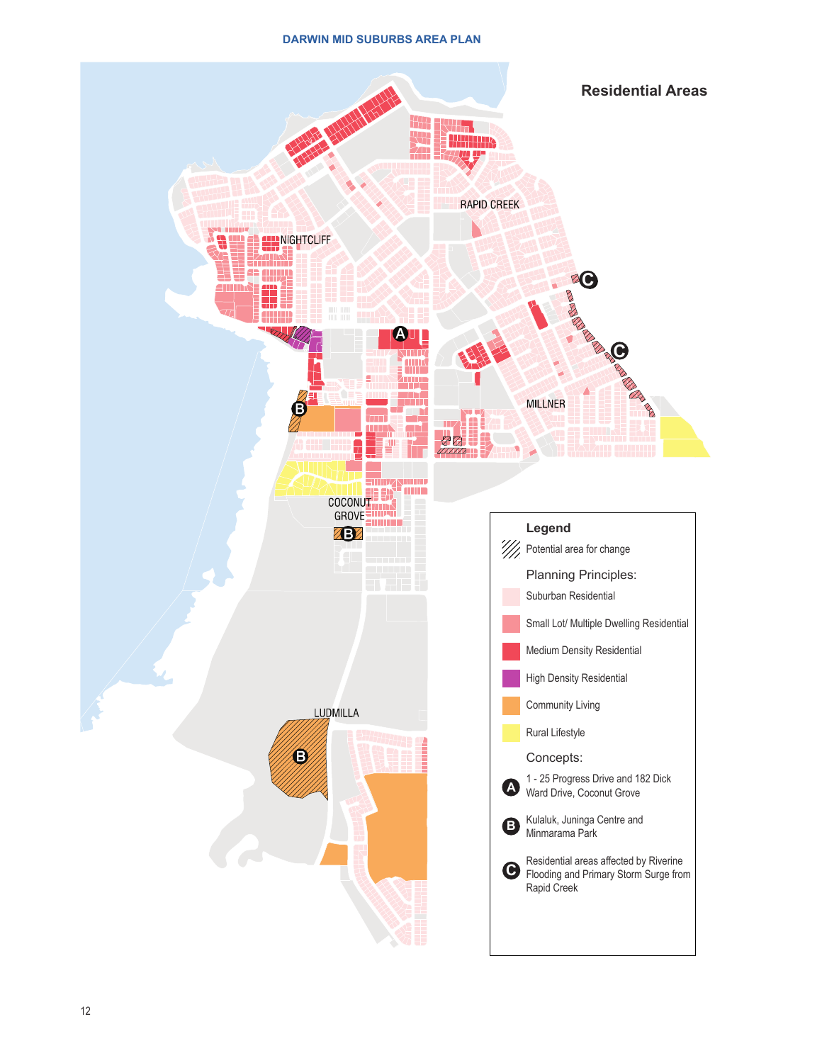# Residential Areas

NIGHTCLIFF

RAPID CREEK

MILLNER

COCONUT GROVE

LUDMILLA

**Legend**

Potential area for change

Planning Principles:

- Suburban Residential
- Small Lot/ Multiple Dwelling Residential
- Medium Density Residential
- High Density Residential
- Community Living
- Rural Lifestyle

Concepts:

- A: 1 - 25 Progress Drive and 182 Dick Ward Drive, Coconut Grove
- B: Kulaluk, Juninga Centre and Minmarama Park
- C: Residential areas affected by Riverine Flooding and Primary Storm Surge from Rapid Creek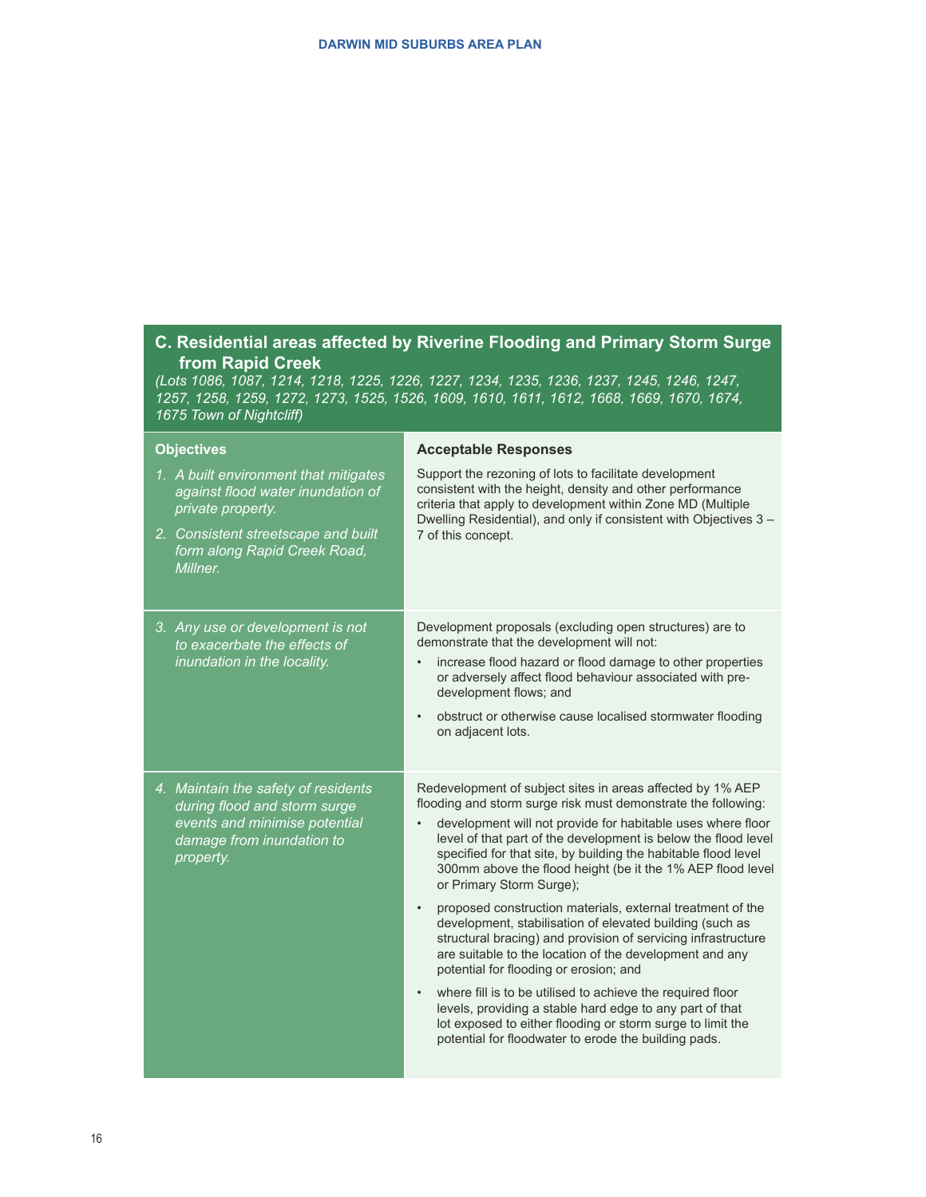## C. Residential areas affected by Riverine Flooding and Primary Storm Surge from Rapid Creek

*(Lots 1086, 1087, 1214, 1218, 1225, 1226, 1227, 1234, 1235, 1236, 1237, 1245, 1246, 1247, 1257, 1258, 1259, 1272, 1273, 1525, 1526, 1609, 1610, 1611, 1612, 1668, 1669, 1670, 1674, 1675 Town of Nightcliff)*

| Objectives | Acceptable Responses |
| --- | --- |
| *1. A built environment that mitigates against flood water inundation of private property.*<br>*2. Consistent streetscape and built form along Rapid Creek Road, Millner.* | Support the rezoning of lots to facilitate development consistent with the height, density and other performance criteria that apply to development within Zone MD (Multiple Dwelling Residential), and only if consistent with Objectives 3 – 7 of this concept. |
| *3. Any use or development is not to exacerbate the effects of inundation in the locality.* | Development proposals (excluding open structures) are to demonstrate that the development will not:<br>• increase flood hazard or flood damage to other properties or adversely affect flood behaviour associated with pre-development flows; and<br>• obstruct or otherwise cause localised stormwater flooding on adjacent lots. |
| *4. Maintain the safety of residents during flood and storm surge events and minimise potential damage from inundation to property.* | Redevelopment of subject sites in areas affected by 1% AEP flooding and storm surge risk must demonstrate the following:<br>• development will not provide for habitable uses where floor level of that part of the development is below the flood level specified for that site, by building the habitable flood level 300mm above the flood height (be it the 1% AEP flood level or Primary Storm Surge);<br>• proposed construction materials, external treatment of the development, stabilisation of elevated building (such as structural bracing) and provision of servicing infrastructure are suitable to the location of the development and any potential for flooding or erosion; and<br>• where fill is to be utilised to achieve the required floor levels, providing a stable hard edge to any part of that lot exposed to either flooding or storm surge to limit the potential for floodwater to erode the building pads. |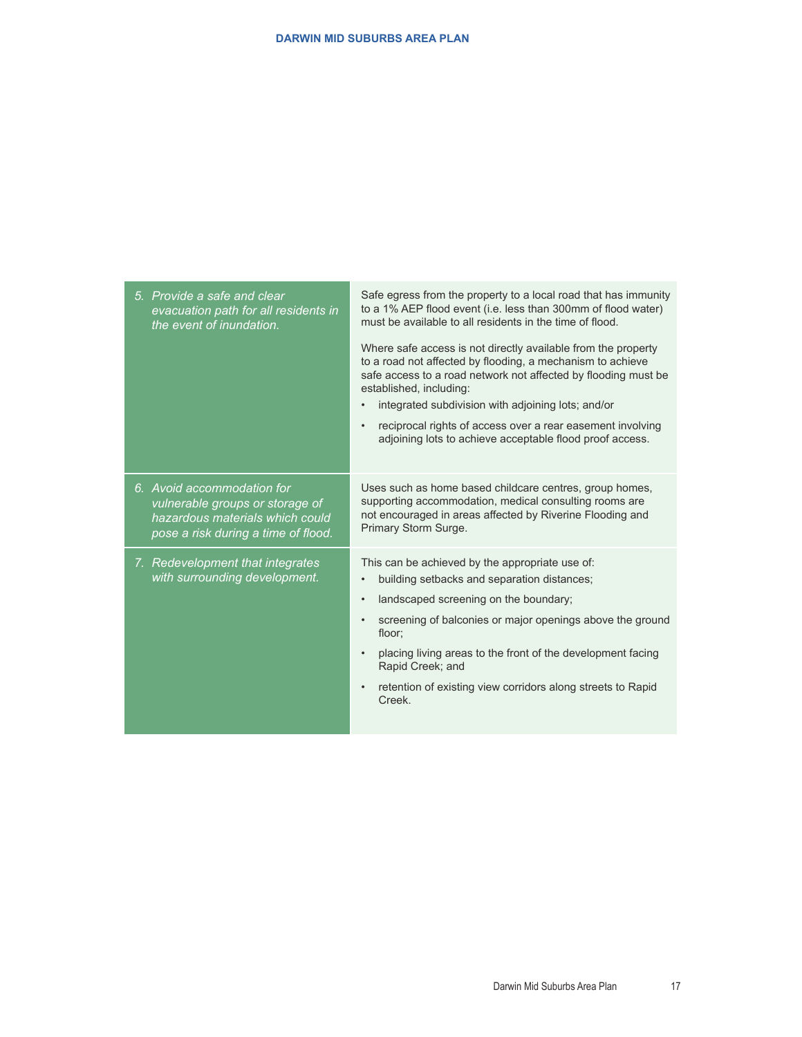| | |
|---|---|
| *5. Provide a safe and clear evacuation path for all residents in the event of inundation.* | Safe egress from the property to a local road that has immunity to a 1% AEP flood event (i.e. less than 300mm of flood water) must be available to all residents in the time of flood.<br><br>Where safe access is not directly available from the property to a road not affected by flooding, a mechanism to achieve safe access to a road network not affected by flooding must be established, including:<br>• integrated subdivision with adjoining lots; and/or<br>• reciprocal rights of access over a rear easement involving adjoining lots to achieve acceptable flood proof access. |
| *6. Avoid accommodation for vulnerable groups or storage of hazardous materials which could pose a risk during a time of flood.* | Uses such as home based childcare centres, group homes, supporting accommodation, medical consulting rooms are not encouraged in areas affected by Riverine Flooding and Primary Storm Surge. |
| *7. Redevelopment that integrates with surrounding development.* | This can be achieved by the appropriate use of:<br>• building setbacks and separation distances;<br>• landscaped screening on the boundary;<br>• screening of balconies or major openings above the ground floor;<br>• placing living areas to the front of the development facing Rapid Creek; and<br>• retention of existing view corridors along streets to Rapid Creek. |